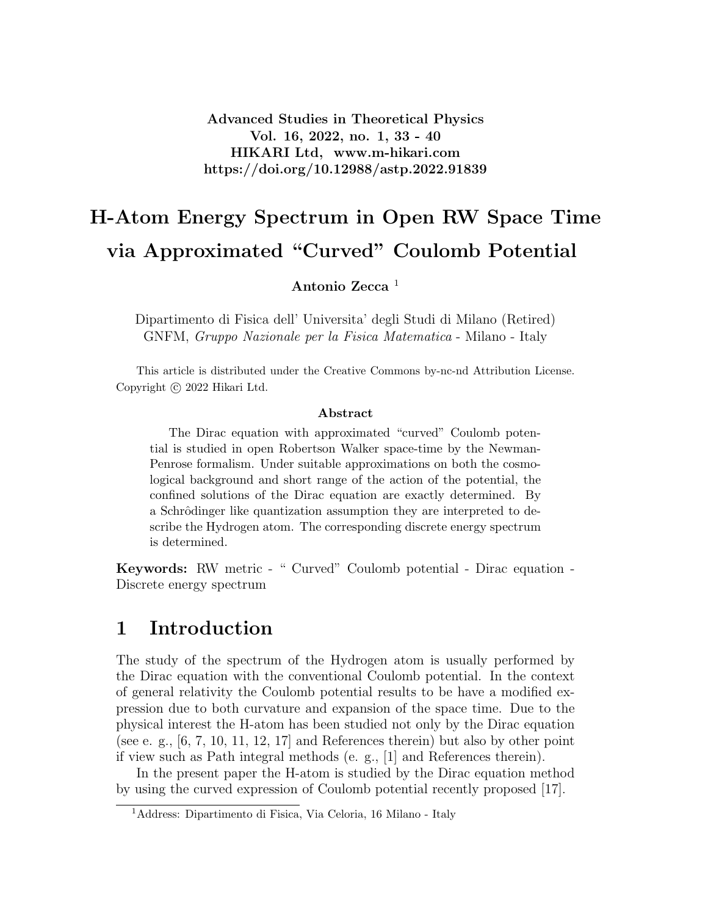**Advanced Studies in Theoretical Physics**
**Vol. 16, 2022, no. 1, 33 - 40**
**HIKARI Ltd, www.m-hikari.com**
**https://doi.org/10.12988/astp.2022.91839**

# H-Atom Energy Spectrum in Open RW Space Time via Approximated "Curved" Coulomb Potential

**Antonio Zecca** [1]

Dipartimento di Fisica dell' Universita' degli Studi di Milano (Retired)
GNFM, *Gruppo Nazionale per la Fisica Matematica* - Milano - Italy

This article is distributed under the Creative Commons by-nc-nd Attribution License.
Copyright © 2022 Hikari Ltd.

### Abstract

The Dirac equation with approximated "curved" Coulomb potential is studied in open Robertson Walker space-time by the Newman-Penrose formalism. Under suitable approximations on both the cosmological background and short range of the action of the potential, the confined solutions of the Dirac equation are exactly determined. By a Schrôdinger like quantization assumption they are interpreted to describe the Hydrogen atom. The corresponding discrete energy spectrum is determined.

**Keywords:** RW metric - " Curved" Coulomb potential - Dirac equation - Discrete energy spectrum

## 1 Introduction

The study of the spectrum of the Hydrogen atom is usually performed by the Dirac equation with the conventional Coulomb potential. In the context of general relativity the Coulomb potential results to be have a modified expression due to both curvature and expansion of the space time. Due to the physical interest the H-atom has been studied not only by the Dirac equation (see e. g., [6, 7, 10, 11, 12, 17] and References therein) but also by other point if view such as Path integral methods (e. g., [1] and References therein).

In the present paper the H-atom is studied by the Dirac equation method by using the curved expression of Coulomb potential recently proposed [17].

[1] Address: Dipartimento di Fisica, Via Celoria, 16 Milano - Italy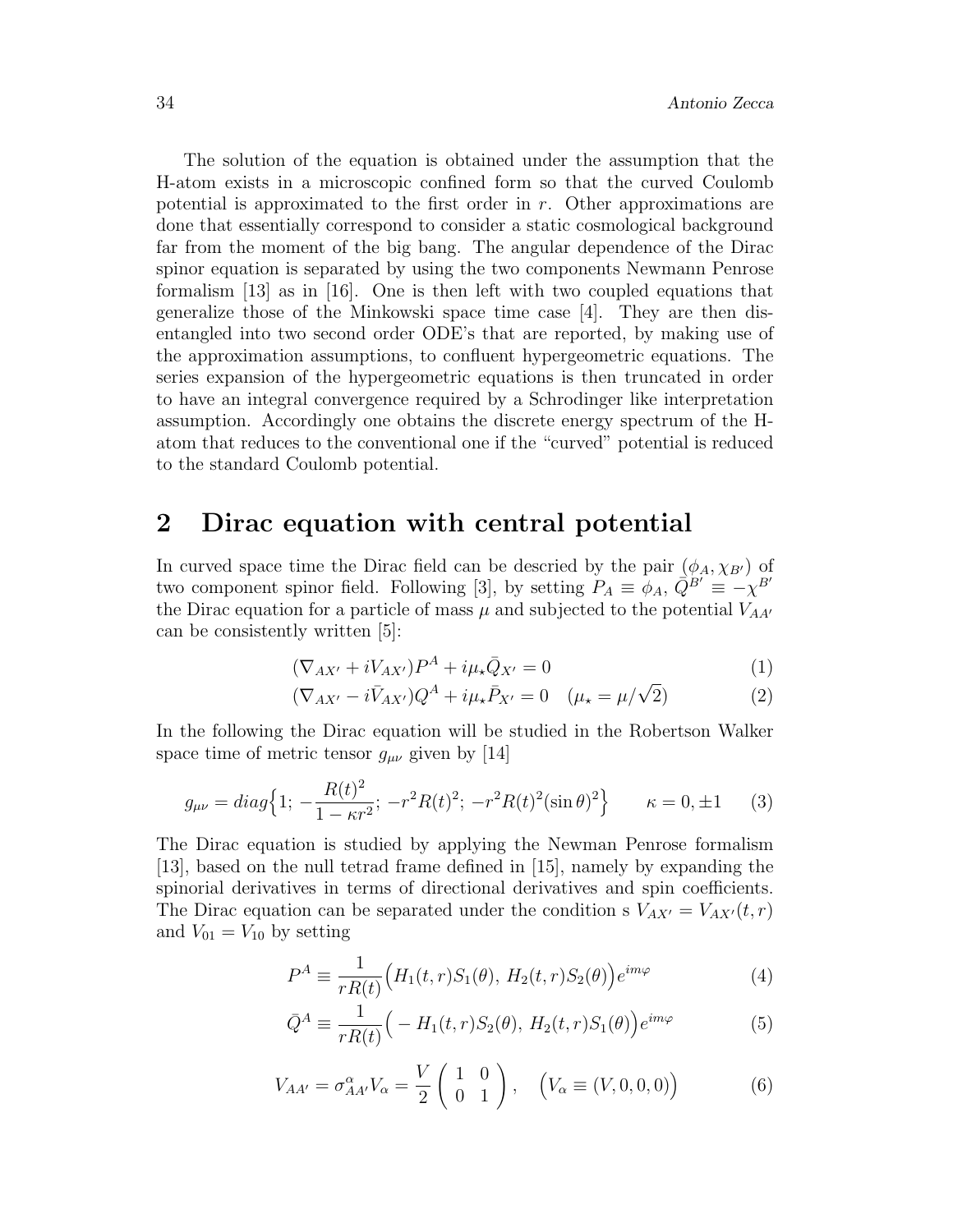The solution of the equation is obtained under the assumption that the H-atom exists in a microscopic confined form so that the curved Coulomb potential is approximated to the first order in $r$. Other approximations are done that essentially correspond to consider a static cosmological background far from the moment of the big bang. The angular dependence of the Dirac spinor equation is separated by using the two components Newmann Penrose formalism [13] as in [16]. One is then left with two coupled equations that generalize those of the Minkowski space time case [4]. They are then disentangled into two second order ODE's that are reported, by making use of the approximation assumptions, to confluent hypergeometric equations. The series expansion of the hypergeometric equations is then truncated in order to have an integral convergence required by a Schrodinger like interpretation assumption. Accordingly one obtains the discrete energy spectrum of the H-atom that reduces to the conventional one if the "curved" potential is reduced to the standard Coulomb potential.

## 2 Dirac equation with central potential

In curved space time the Dirac field can be descried by the pair $(\phi_A, \chi_{B'})$ of two component spinor field. Following [3], by setting $P_A \equiv \phi_A$, $\bar{Q}^{B'} \equiv -\chi^{B'}$ the Dirac equation for a particle of mass $\mu$ and subjected to the potential $V_{AA'}$ can be consistently written [5]:

$$(\nabla_{AX'} + iV_{AX'})P^A + i\mu_\star \bar{Q}_{X'} = 0 \tag{1}$$

$$(\nabla_{AX'} - i\bar{V}_{AX'})Q^A + i\mu_\star \bar{P}_{X'} = 0 \quad (\mu_\star = \mu/\sqrt{2}) \tag{2}$$

In the following the Dirac equation will be studied in the Robertson Walker space time of metric tensor $g_{\mu\nu}$ given by [14]

$$g_{\mu\nu} = diag\Big\{1;\, -\frac{R(t)^2}{1-\kappa r^2};\, -r^2 R(t)^2;\, -r^2 R(t)^2 (\sin\theta)^2\Big\} \qquad \kappa = 0, \pm 1 \tag{3}$$

The Dirac equation is studied by applying the Newman Penrose formalism [13], based on the null tetrad frame defined in [15], namely by expanding the spinorial derivatives in terms of directional derivatives and spin coefficients. The Dirac equation can be separated under the condition s $V_{AX'} = V_{AX'}(t, r)$ and $V_{01} = V_{10}$ by setting

$$P^A \equiv \frac{1}{rR(t)}\Big(H_1(t,r)S_1(\theta),\, H_2(t,r)S_2(\theta)\Big)e^{im\varphi} \tag{4}$$

$$\bar{Q}^A \equiv \frac{1}{rR(t)}\Big(-H_1(t,r)S_2(\theta),\, H_2(t,r)S_1(\theta)\Big)e^{im\varphi} \tag{5}$$

$$V_{AA'} = \sigma^\alpha_{AA'} V_\alpha = \frac{V}{2}\begin{pmatrix} 1 & 0 \\ 0 & 1 \end{pmatrix}, \quad \Big(V_\alpha \equiv (V, 0, 0, 0)\Big) \tag{6}$$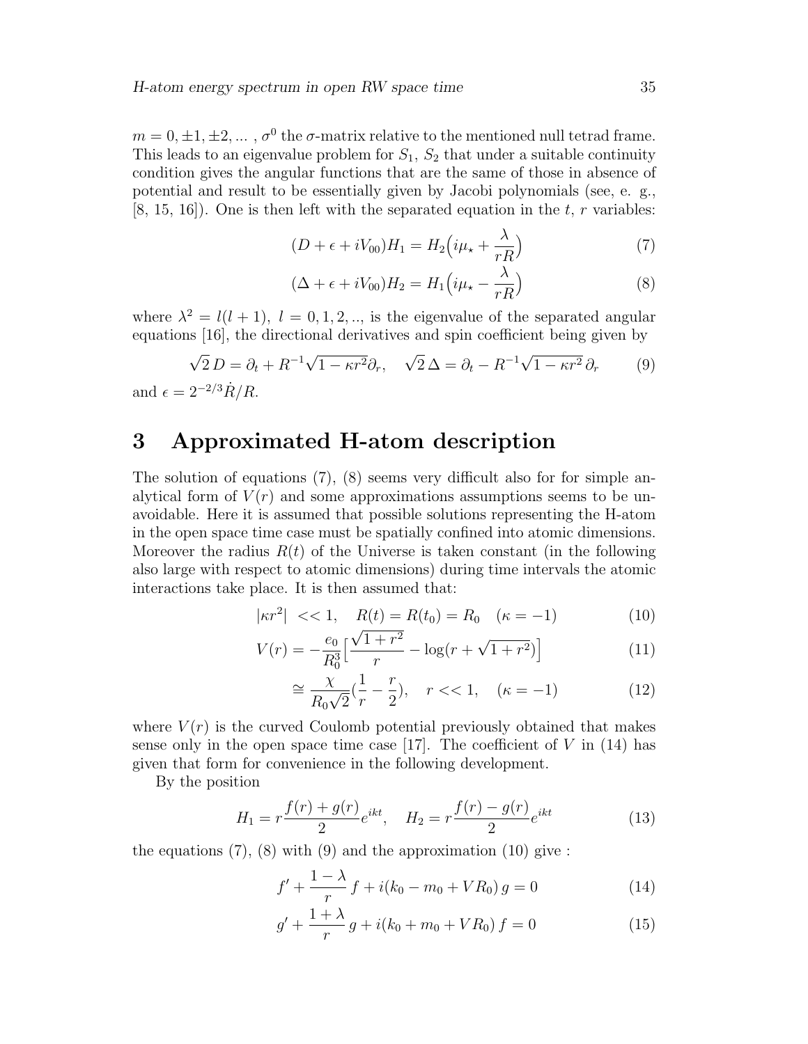$m = 0, \pm 1, \pm 2, ...$ , $\sigma^0$ the $\sigma$-matrix relative to the mentioned null tetrad frame. This leads to an eigenvalue problem for $S_1$, $S_2$ that under a suitable continuity condition gives the angular functions that are the same of those in absence of potential and result to be essentially given by Jacobi polynomials (see, e. g., [8, 15, 16]). One is then left with the separated equation in the $t$, $r$ variables:

$$(D + \epsilon + iV_{00})H_1 = H_2\Big(i\mu_\star + \frac{\lambda}{rR}\Big) \tag{7}$$

$$(\Delta + \epsilon + iV_{00})H_2 = H_1\Big(i\mu_\star - \frac{\lambda}{rR}\Big) \tag{8}$$

where $\lambda^2 = l(l+1)$, $l = 0, 1, 2, ..,$ is the eigenvalue of the separated angular equations [16], the directional derivatives and spin coefficient being given by

$$\sqrt{2}\, D = \partial_t + R^{-1}\sqrt{1-\kappa r^2}\partial_r, \quad \sqrt{2}\,\Delta = \partial_t - R^{-1}\sqrt{1-\kappa r^2}\,\partial_r \tag{9}$$

and $\epsilon = 2^{-2/3}\dot{R}/R$.

# 3 Approximated H-atom description

The solution of equations (7), (8) seems very difficult also for for simple analytical form of $V(r)$ and some approximations assumptions seems to be unavoidable. Here it is assumed that possible solutions representing the H-atom in the open space time case must be spatially confined into atomic dimensions. Moreover the radius $R(t)$ of the Universe is taken constant (in the following also large with respect to atomic dimensions) during time intervals the atomic interactions take place. It is then assumed that:

$$|\kappa r^2| \ << 1, \quad R(t) = R(t_0) = R_0 \quad (\kappa = -1) \tag{10}$$

$$V(r) = -\frac{e_0}{R_0^3}\Big[\frac{\sqrt{1+r^2}}{r} - \log(r + \sqrt{1+r^2})\Big] \tag{11}$$

$$\cong \frac{\chi}{R_0\sqrt{2}}(\frac{1}{r} - \frac{r}{2}), \quad r << 1, \quad (\kappa = -1) \tag{12}$$

where $V(r)$ is the curved Coulomb potential previously obtained that makes sense only in the open space time case [17]. The coefficient of $V$ in (14) has given that form for convenience in the following development.

By the position

$$H_1 = r\frac{f(r) + g(r)}{2}e^{ikt}, \quad H_2 = r\frac{f(r) - g(r)}{2}e^{ikt} \tag{13}$$

the equations (7), (8) with (9) and the approximation (10) give :

$$f' + \frac{1-\lambda}{r}\, f + i(k_0 - m_0 + VR_0)\, g = 0 \tag{14}$$

$$g' + \frac{1+\lambda}{r}\, g + i(k_0 + m_0 + VR_0)\, f = 0 \tag{15}$$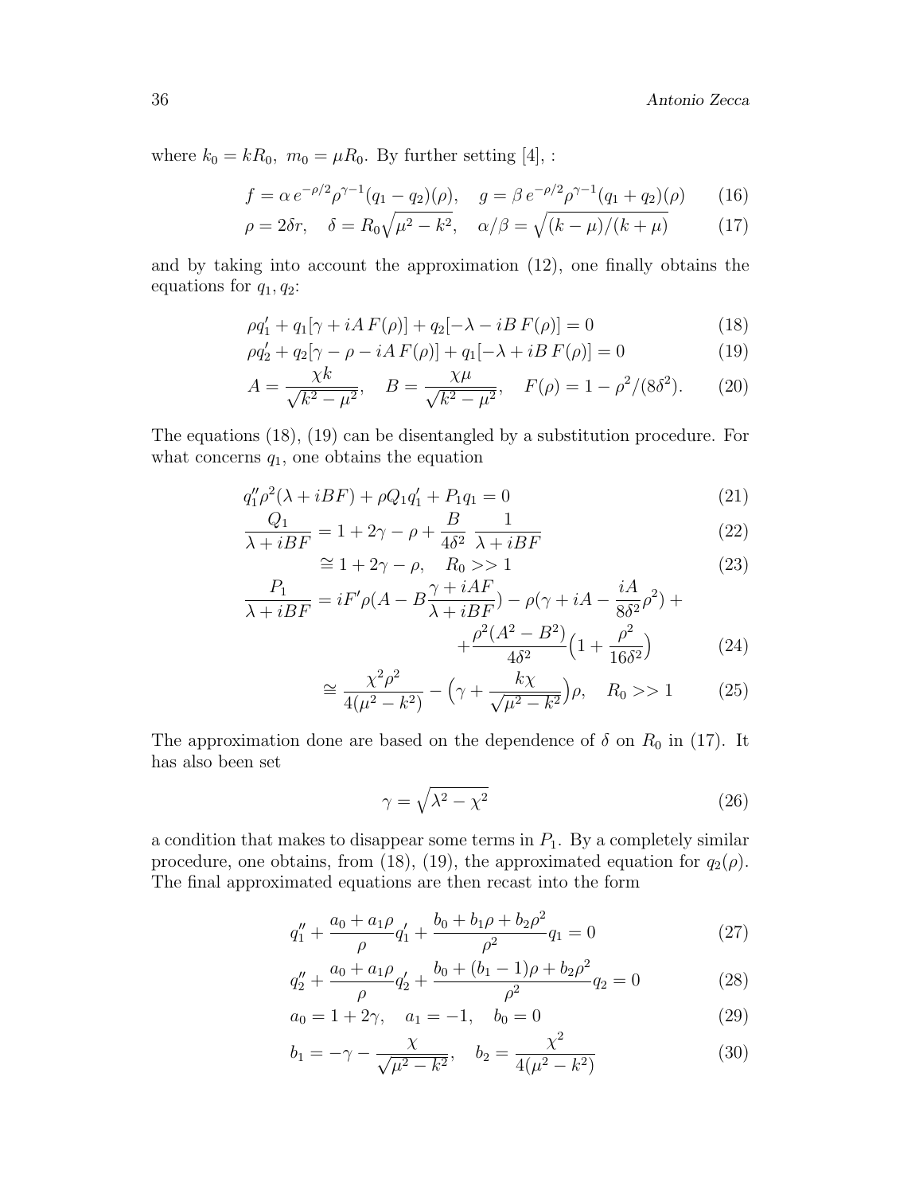where $k_0 = kR_0,\ m_0 = \mu R_0$. By further setting [4], :

$$f = \alpha\, e^{-\rho/2}\rho^{\gamma-1}(q_1 - q_2)(\rho), \quad g = \beta\, e^{-\rho/2}\rho^{\gamma-1}(q_1 + q_2)(\rho) \tag{16}$$

$$\rho = 2\delta r, \quad \delta = R_0\sqrt{\mu^2 - k^2}, \quad \alpha/\beta = \sqrt{(k-\mu)/(k+\mu)} \tag{17}$$

and by taking into account the approximation (12), one finally obtains the equations for $q_1, q_2$:

$$\rho q_1' + q_1[\gamma + iA\,F(\rho)] + q_2[-\lambda - iB\,F(\rho)] = 0 \tag{18}$$

$$\rho q_2' + q_2[\gamma - \rho - iA\,F(\rho)] + q_1[-\lambda + iB\,F(\rho)] = 0 \tag{19}$$

$$A = \frac{\chi k}{\sqrt{k^2 - \mu^2}}, \quad B = \frac{\chi \mu}{\sqrt{k^2 - \mu^2}}, \quad F(\rho) = 1 - \rho^2/(8\delta^2). \tag{20}$$

The equations (18), (19) can be disentangled by a substitution procedure. For what concerns $q_1$, one obtains the equation

$$q_1''\rho^2(\lambda + iBF) + \rho Q_1 q_1' + P_1 q_1 = 0 \tag{21}$$

$$\frac{Q_1}{\lambda + iBF} = 1 + 2\gamma - \rho + \frac{B}{4\delta^2}\ \frac{1}{\lambda + iBF} \tag{22}$$

$$\cong 1 + 2\gamma - \rho, \quad R_0 >> 1 \tag{23}$$

$$\frac{P_1}{\lambda + iBF} = iF'\rho\Big(A - B\frac{\gamma + iAF}{\lambda + iBF}\Big) - \rho\Big(\gamma + iA - \frac{iA}{8\delta^2}\rho^2\Big) + + \frac{\rho^2(A^2 - B^2)}{4\delta^2}\Big(1 + \frac{\rho^2}{16\delta^2}\Big) \tag{24}$$

$$\cong \frac{\chi^2\rho^2}{4(\mu^2 - k^2)} - \Big(\gamma + \frac{k\chi}{\sqrt{\mu^2 - k^2}}\Big)\rho, \quad R_0 >> 1 \tag{25}$$

The approximation done are based on the dependence of $\delta$ on $R_0$ in (17). It has also been set

$$\gamma = \sqrt{\lambda^2 - \chi^2} \tag{26}$$

a condition that makes to disappear some terms in $P_1$. By a completely similar procedure, one obtains, from (18), (19), the approximated equation for $q_2(\rho)$. The final approximated equations are then recast into the form

$$q_1'' + \frac{a_0 + a_1\rho}{\rho}q_1' + \frac{b_0 + b_1\rho + b_2\rho^2}{\rho^2}q_1 = 0 \tag{27}$$

$$q_2'' + \frac{a_0 + a_1\rho}{\rho}q_2' + \frac{b_0 + (b_1 - 1)\rho + b_2\rho^2}{\rho^2}q_2 = 0 \tag{28}$$

$$a_0 = 1 + 2\gamma, \quad a_1 = -1, \quad b_0 = 0 \tag{29}$$

$$b_1 = -\gamma - \frac{\chi}{\sqrt{\mu^2 - k^2}}, \quad b_2 = \frac{\chi^2}{4(\mu^2 - k^2)} \tag{30}$$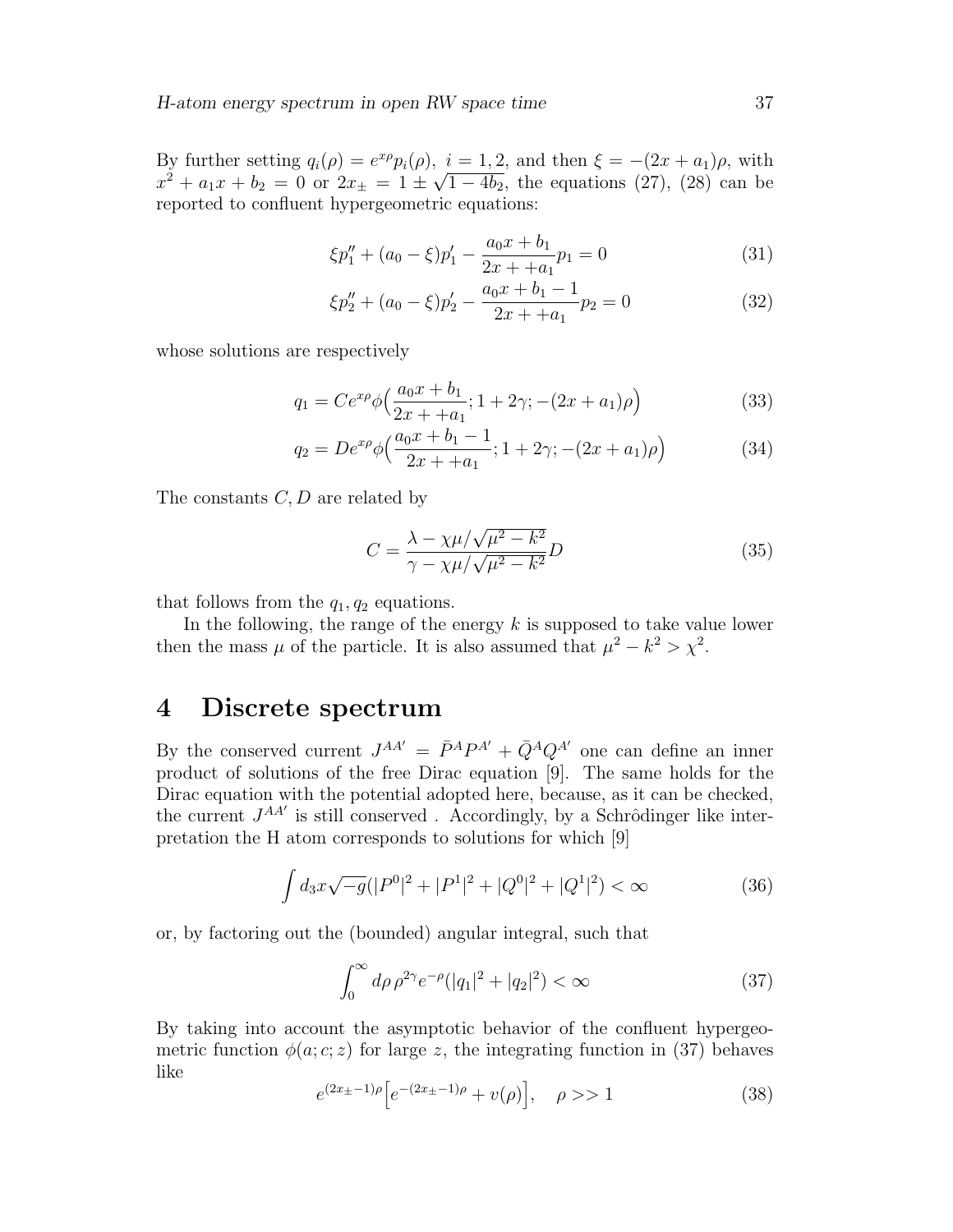By further setting $q_i(\rho) = e^{x\rho}p_i(\rho),\ i = 1, 2$, and then $\xi = -(2x + a_1)\rho$, with $x^2 + a_1 x + b_2 = 0$ or $2x_\pm = 1 \pm \sqrt{1 - 4b_2}$, the equations (27), (28) can be reported to confluent hypergeometric equations:

$$\xi p_1'' + (a_0 - \xi)p_1' - \frac{a_0 x + b_1}{2x + +a_1} p_1 = 0 \tag{31}$$

$$\xi p_2'' + (a_0 - \xi)p_2' - \frac{a_0 x + b_1 - 1}{2x + +a_1} p_2 = 0 \tag{32}$$

whose solutions are respectively

$$q_1 = C e^{x\rho} \phi\Big(\frac{a_0 x + b_1}{2x + +a_1}; 1 + 2\gamma; -(2x + a_1)\rho\Big) \tag{33}$$

$$q_2 = D e^{x\rho} \phi\Big(\frac{a_0 x + b_1 - 1}{2x + +a_1}; 1 + 2\gamma; -(2x + a_1)\rho\Big) \tag{34}$$

The constants $C, D$ are related by

$$C = \frac{\lambda - \chi\mu/\sqrt{\mu^2 - k^2}}{\gamma - \chi\mu/\sqrt{\mu^2 - k^2}} D \tag{35}$$

that follows from the $q_1, q_2$ equations.

In the following, the range of the energy $k$ is supposed to take value lower then the mass $\mu$ of the particle. It is also assumed that $\mu^2 - k^2 > \chi^2$.

# 4 Discrete spectrum

By the conserved current $J^{AA'} = \bar{P}^A P^{A'} + \bar{Q}^A Q^{A'}$ one can define an inner product of solutions of the free Dirac equation [9]. The same holds for the Dirac equation with the potential adopted here, because, as it can be checked, the current $J^{AA'}$ is still conserved . Accordingly, by a Schrôdinger like interpretation the H atom corresponds to solutions for which [9]

$$\int d_3 x \sqrt{-g}(|P^0|^2 + |P^1|^2 + |Q^0|^2 + |Q^1|^2) < \infty \tag{36}$$

or, by factoring out the (bounded) angular integral, such that

$$\int_0^\infty d\rho\, \rho^{2\gamma} e^{-\rho}(|q_1|^2 + |q_2|^2) < \infty \tag{37}$$

By taking into account the asymptotic behavior of the confluent hypergeometric function $\phi(a; c; z)$ for large $z$, the integrating function in (37) behaves like

$$e^{(2x_\pm - 1)\rho}\Big[e^{-(2x_\pm - 1)\rho} + v(\rho)\Big], \quad \rho >> 1 \tag{38}$$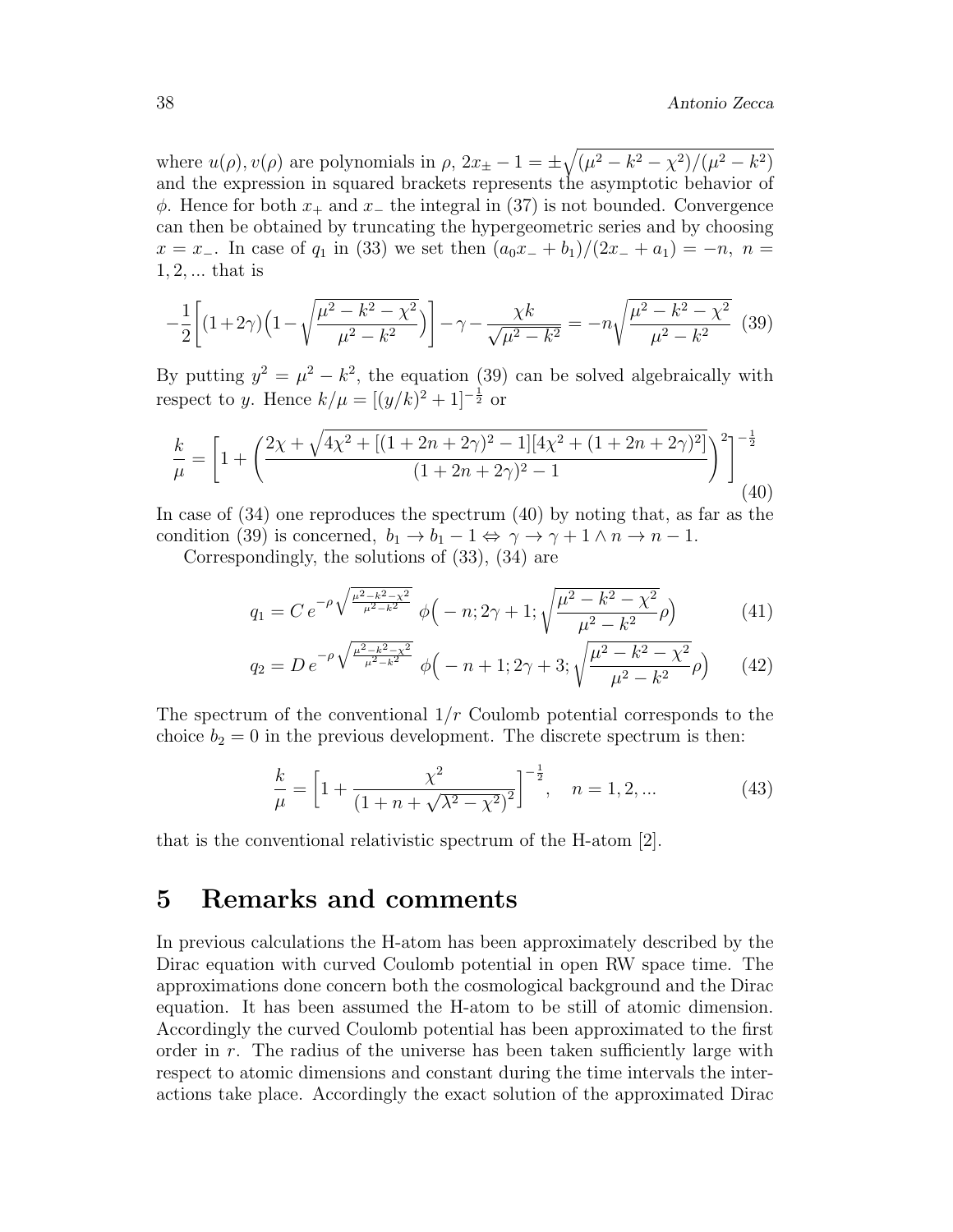where $u(\rho), v(\rho)$ are polynomials in $\rho$, $2x_\pm - 1 = \pm\sqrt{(\mu^2 - k^2 - \chi^2)/(\mu^2 - k^2)}$ and the expression in squared brackets represents the asymptotic behavior of $\phi$. Hence for both $x_+$ and $x_-$ the integral in (37) is not bounded. Convergence can then be obtained by truncating the hypergeometric series and by choosing $x = x_-$. In case of $q_1$ in (33) we set then $(a_0 x_- + b_1)/(2x_- + a_1) = -n, \ n = 1, 2, ...$ that is

$$-\frac{1}{2}\left[(1+2\gamma)\Big(1-\sqrt{\frac{\mu^2-k^2-\chi^2}{\mu^2-k^2}}\Big)\right] - \gamma - \frac{\chi k}{\sqrt{\mu^2-k^2}} = -n\sqrt{\frac{\mu^2-k^2-\chi^2}{\mu^2-k^2}} \quad (39)$$

By putting $y^2 = \mu^2 - k^2$, the equation (39) can be solved algebraically with respect to $y$. Hence $k/\mu = [(y/k)^2 + 1]^{-\frac{1}{2}}$ or

$$\frac{k}{\mu} = \left[1 + \left(\frac{2\chi + \sqrt{4\chi^2 + [(1+2n+2\gamma)^2 - 1][4\chi^2 + (1+2n+2\gamma)^2]}}{(1+2n+2\gamma)^2 - 1}\right)^2\right]^{-\frac{1}{2}} \quad (40)$$

In case of (34) one reproduces the spectrum (40) by noting that, as far as the condition (39) is concerned, $b_1 \to b_1 - 1 \Leftrightarrow \gamma \to \gamma + 1 \wedge n \to n - 1$.

Correspondingly, the solutions of (33), (34) are

$$q_1 = C\, e^{-\rho\sqrt{\frac{\mu^2-k^2-\chi^2}{\mu^2-k^2}}}\ \phi\Big(-n; 2\gamma+1; \sqrt{\frac{\mu^2-k^2-\chi^2}{\mu^2-k^2}}\rho\Big) \quad (41)$$

$$q_2 = D\, e^{-\rho\sqrt{\frac{\mu^2-k^2-\chi^2}{\mu^2-k^2}}}\ \phi\Big(-n+1; 2\gamma+3; \sqrt{\frac{\mu^2-k^2-\chi^2}{\mu^2-k^2}}\rho\Big) \quad (42)$$

The spectrum of the conventional $1/r$ Coulomb potential corresponds to the choice $b_2 = 0$ in the previous development. The discrete spectrum is then:

$$\frac{k}{\mu} = \left[1 + \frac{\chi^2}{\left(1 + n + \sqrt{\lambda^2 - \chi^2}\right)^2}\right]^{-\frac{1}{2}}, \quad n = 1, 2, ... \quad (43)$$

that is the conventional relativistic spectrum of the H-atom [2].

# 5 Remarks and comments

In previous calculations the H-atom has been approximately described by the Dirac equation with curved Coulomb potential in open RW space time. The approximations done concern both the cosmological background and the Dirac equation. It has been assumed the H-atom to be still of atomic dimension. Accordingly the curved Coulomb potential has been approximated to the first order in $r$. The radius of the universe has been taken sufficiently large with respect to atomic dimensions and constant during the time intervals the interactions take place. Accordingly the exact solution of the approximated Dirac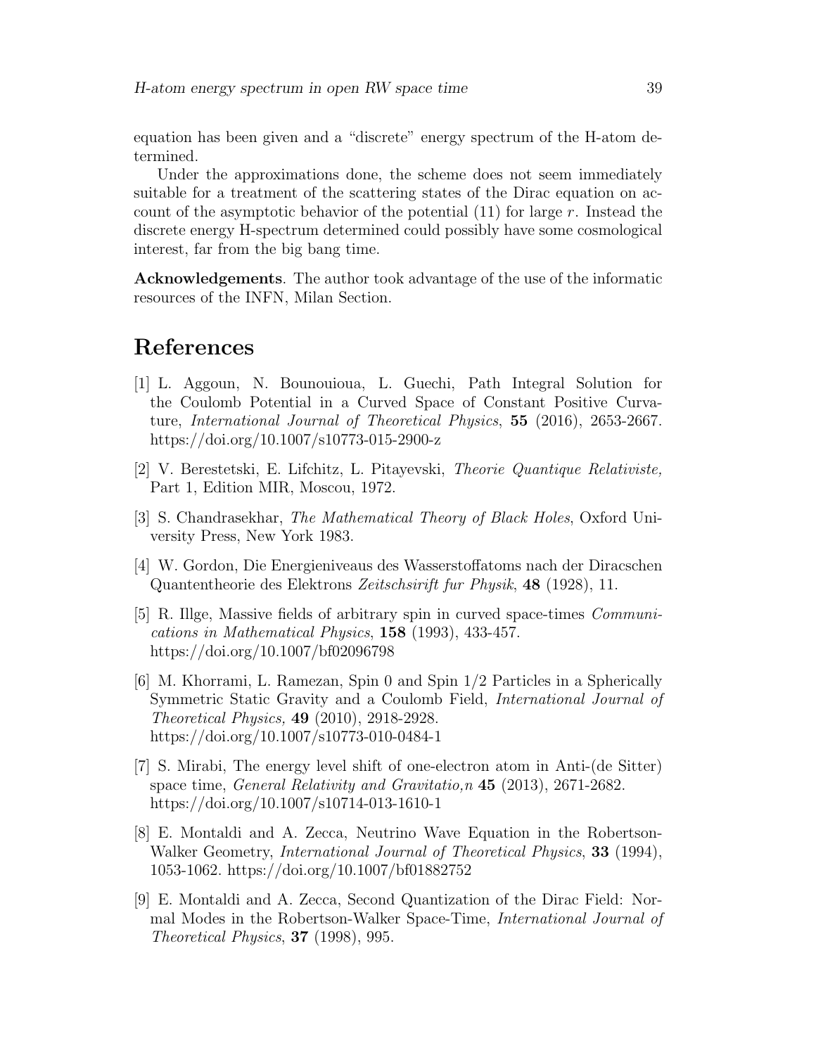equation has been given and a "discrete" energy spectrum of the H-atom determined.

Under the approximations done, the scheme does not seem immediately suitable for a treatment of the scattering states of the Dirac equation on account of the asymptotic behavior of the potential (11) for large $r$. Instead the discrete energy H-spectrum determined could possibly have some cosmological interest, far from the big bang time.

**Acknowledgements**. The author took advantage of the use of the informatic resources of the INFN, Milan Section.

# References

[1] L. Aggoun, N. Bounouioua, L. Guechi, Path Integral Solution for the Coulomb Potential in a Curved Space of Constant Positive Curvature, *International Journal of Theoretical Physics*, **55** (2016), 2653-2667. https://doi.org/10.1007/s10773-015-2900-z

[2] V. Berestetski, E. Lifchitz, L. Pitayevski, *Theorie Quantique Relativiste,* Part 1, Edition MIR, Moscou, 1972.

[3] S. Chandrasekhar, *The Mathematical Theory of Black Holes*, Oxford University Press, New York 1983.

[4] W. Gordon, Die Energieniveaus des Wasserstoffatoms nach der Diracschen Quantentheorie des Elektrons *Zeitschsirift fur Physik*, **48** (1928), 11.

[5] R. Illge, Massive fields of arbitrary spin in curved space-times *Communications in Mathematical Physics*, **158** (1993), 433-457. https://doi.org/10.1007/bf02096798

[6] M. Khorrami, L. Ramezan, Spin 0 and Spin 1/2 Particles in a Spherically Symmetric Static Gravity and a Coulomb Field, *International Journal of Theoretical Physics,* **49** (2010), 2918-2928. https://doi.org/10.1007/s10773-010-0484-1

[7] S. Mirabi, The energy level shift of one-electron atom in Anti-(de Sitter) space time, *General Relativity and Gravitatio,n* **45** (2013), 2671-2682. https://doi.org/10.1007/s10714-013-1610-1

[8] E. Montaldi and A. Zecca, Neutrino Wave Equation in the Robertson-Walker Geometry, *International Journal of Theoretical Physics*, **33** (1994), 1053-1062. https://doi.org/10.1007/bf01882752

[9] E. Montaldi and A. Zecca, Second Quantization of the Dirac Field: Normal Modes in the Robertson-Walker Space-Time, *International Journal of Theoretical Physics*, **37** (1998), 995.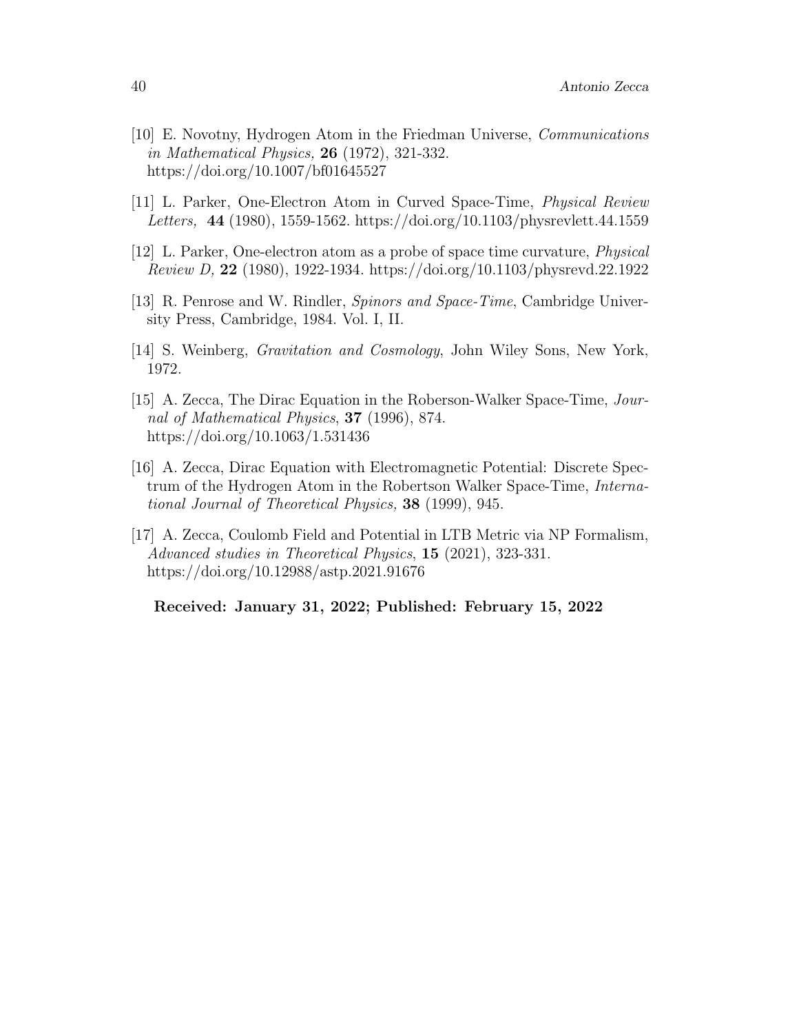[10] E. Novotny, Hydrogen Atom in the Friedman Universe, *Communications in Mathematical Physics,* **26** (1972), 321-332. https://doi.org/10.1007/bf01645527

[11] L. Parker, One-Electron Atom in Curved Space-Time, *Physical Review Letters,* **44** (1980), 1559-1562. https://doi.org/10.1103/physrevlett.44.1559

[12] L. Parker, One-electron atom as a probe of space time curvature, *Physical Review D,* **22** (1980), 1922-1934. https://doi.org/10.1103/physrevd.22.1922

[13] R. Penrose and W. Rindler, *Spinors and Space-Time*, Cambridge University Press, Cambridge, 1984. Vol. I, II.

[14] S. Weinberg, *Gravitation and Cosmology*, John Wiley Sons, New York, 1972.

[15] A. Zecca, The Dirac Equation in the Roberson-Walker Space-Time, *Journal of Mathematical Physics*, **37** (1996), 874. https://doi.org/10.1063/1.531436

[16] A. Zecca, Dirac Equation with Electromagnetic Potential: Discrete Spectrum of the Hydrogen Atom in the Robertson Walker Space-Time, *International Journal of Theoretical Physics,* **38** (1999), 945.

[17] A. Zecca, Coulomb Field and Potential in LTB Metric via NP Formalism, *Advanced studies in Theoretical Physics*, **15** (2021), 323-331. https://doi.org/10.12988/astp.2021.91676

**Received: January 31, 2022; Published: February 15, 2022**